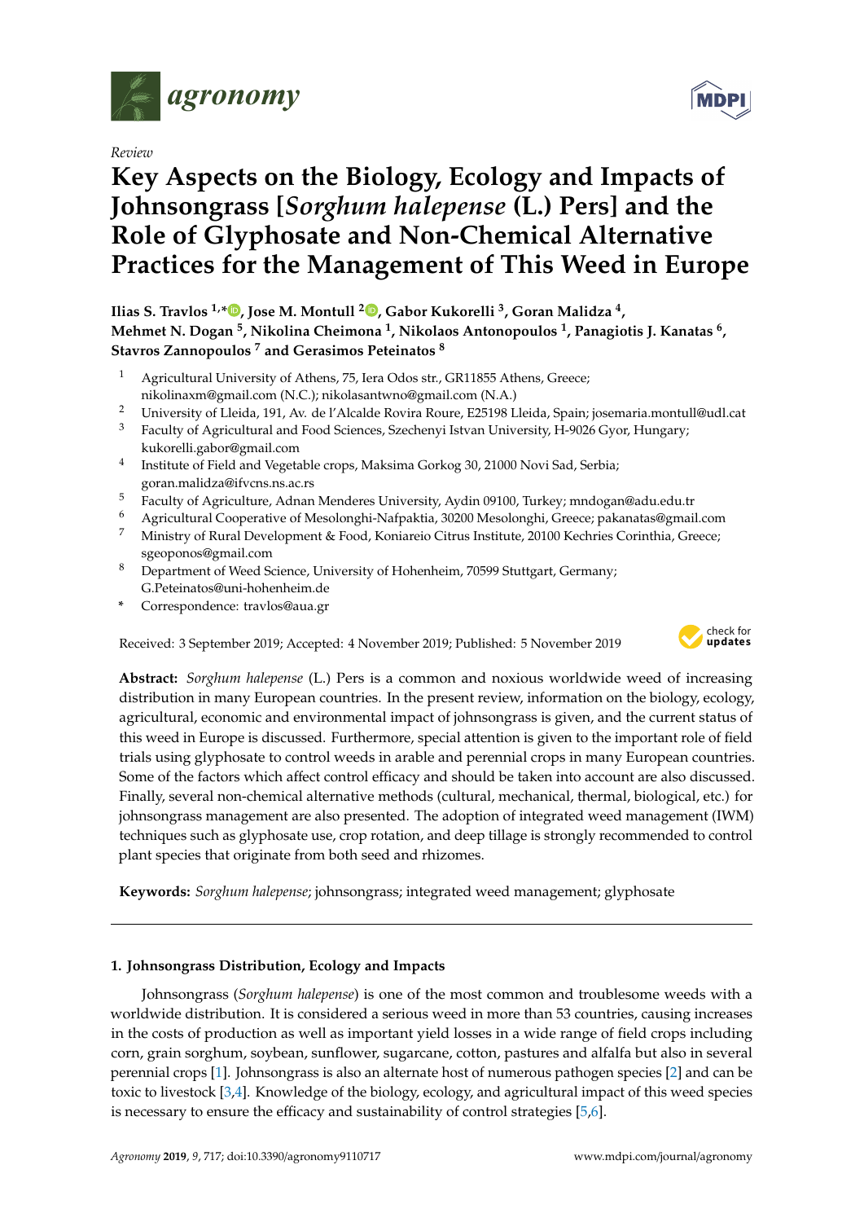*agronomy*

*Review*

# Key Aspects on the Biology, Ecology and Impacts of Johnsongrass [*Sorghum halepense* (L.) Pers] and the Role of Glyphosate and Non-Chemical Alternative Practices for the Management of This Weed in Europe

**Ilias S. Travlos [1,*], Jose M. Montull [2], Gabor Kukorelli [3], Goran Malidza [4], Mehmet N. Dogan [5], Nikolina Cheimona [1], Nikolaos Antonopoulos [1], Panagiotis J. Kanatas [6], Stavros Zannopoulos [7] and Gerasimos Peteinatos [8]**

1 Agricultural University of Athens, 75, Iera Odos str., GR11855 Athens, Greece; nikolinaxm@gmail.com (N.C.); nikolasantwno@gmail.com (N.A.)
2 University of Lleida, 191, Av. de l'Alcalde Rovira Roure, E25198 Lleida, Spain; josemaria.montull@udl.cat
3 Faculty of Agricultural and Food Sciences, Szechenyi Istvan University, H-9026 Gyor, Hungary; kukorelli.gabor@gmail.com
4 Institute of Field and Vegetable crops, Maksima Gorkog 30, 21000 Novi Sad, Serbia; goran.malidza@ifvcns.ns.ac.rs
5 Faculty of Agriculture, Adnan Menderes University, Aydin 09100, Turkey; mndogan@adu.edu.tr
6 Agricultural Cooperative of Mesolonghi-Nafpaktia, 30200 Mesolonghi, Greece; pakanatas@gmail.com
7 Ministry of Rural Development & Food, Koniareio Citrus Institute, 20100 Kechries Corinthia, Greece; sgeoponos@gmail.com
8 Department of Weed Science, University of Hohenheim, 70599 Stuttgart, Germany; G.Peteinatos@uni-hohenheim.de
* Correspondence: travlos@aua.gr

Received: 3 September 2019; Accepted: 4 November 2019; Published: 5 November 2019

**Abstract:** *Sorghum halepense* (L.) Pers is a common and noxious worldwide weed of increasing distribution in many European countries. In the present review, information on the biology, ecology, agricultural, economic and environmental impact of johnsongrass is given, and the current status of this weed in Europe is discussed. Furthermore, special attention is given to the important role of field trials using glyphosate to control weeds in arable and perennial crops in many European countries. Some of the factors which affect control efficacy and should be taken into account are also discussed. Finally, several non-chemical alternative methods (cultural, mechanical, thermal, biological, etc.) for johnsongrass management are also presented. The adoption of integrated weed management (IWM) techniques such as glyphosate use, crop rotation, and deep tillage is strongly recommended to control plant species that originate from both seed and rhizomes.

**Keywords:** *Sorghum halepense*; johnsongrass; integrated weed management; glyphosate

## 1. Johnsongrass Distribution, Ecology and Impacts

Johnsongrass (*Sorghum halepense*) is one of the most common and troublesome weeds with a worldwide distribution. It is considered a serious weed in more than 53 countries, causing increases in the costs of production as well as important yield losses in a wide range of field crops including corn, grain sorghum, soybean, sunflower, sugarcane, cotton, pastures and alfalfa but also in several perennial crops [1]. Johnsongrass is also an alternate host of numerous pathogen species [2] and can be toxic to livestock [3,4]. Knowledge of the biology, ecology, and agricultural impact of this weed species is necessary to ensure the efficacy and sustainability of control strategies [5,6].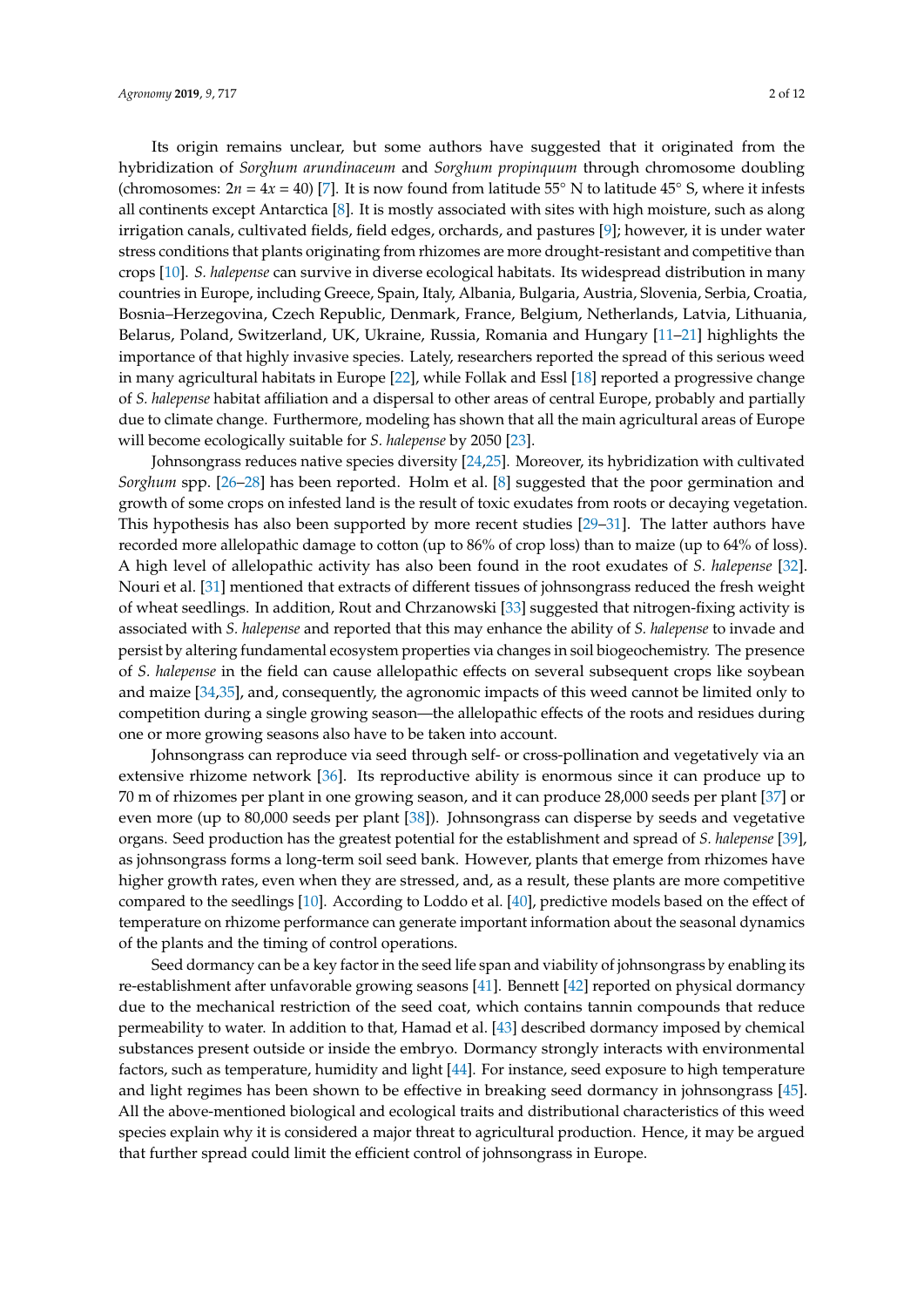Its origin remains unclear, but some authors have suggested that it originated from the hybridization of *Sorghum arundinaceum* and *Sorghum propinquum* through chromosome doubling (chromosomes: $2n = 4x = 40$) [7]. It is now found from latitude 55° N to latitude 45° S, where it infests all continents except Antarctica [8]. It is mostly associated with sites with high moisture, such as along irrigation canals, cultivated fields, field edges, orchards, and pastures [9]; however, it is under water stress conditions that plants originating from rhizomes are more drought-resistant and competitive than crops [10]. *S. halepense* can survive in diverse ecological habitats. Its widespread distribution in many countries in Europe, including Greece, Spain, Italy, Albania, Bulgaria, Austria, Slovenia, Serbia, Croatia, Bosnia–Herzegovina, Czech Republic, Denmark, France, Belgium, Netherlands, Latvia, Lithuania, Belarus, Poland, Switzerland, UK, Ukraine, Russia, Romania and Hungary [11–21] highlights the importance of that highly invasive species. Lately, researchers reported the spread of this serious weed in many agricultural habitats in Europe [22], while Follak and Essl [18] reported a progressive change of *S. halepense* habitat affiliation and a dispersal to other areas of central Europe, probably and partially due to climate change. Furthermore, modeling has shown that all the main agricultural areas of Europe will become ecologically suitable for *S. halepense* by 2050 [23].

Johnsongrass reduces native species diversity [24,25]. Moreover, its hybridization with cultivated *Sorghum* spp. [26–28] has been reported. Holm et al. [8] suggested that the poor germination and growth of some crops on infested land is the result of toxic exudates from roots or decaying vegetation. This hypothesis has also been supported by more recent studies [29–31]. The latter authors have recorded more allelopathic damage to cotton (up to 86% of crop loss) than to maize (up to 64% of loss). A high level of allelopathic activity has also been found in the root exudates of *S. halepense* [32]. Nouri et al. [31] mentioned that extracts of different tissues of johnsongrass reduced the fresh weight of wheat seedlings. In addition, Rout and Chrzanowski [33] suggested that nitrogen-fixing activity is associated with *S. halepense* and reported that this may enhance the ability of *S. halepense* to invade and persist by altering fundamental ecosystem properties via changes in soil biogeochemistry. The presence of *S. halepense* in the field can cause allelopathic effects on several subsequent crops like soybean and maize [34,35], and, consequently, the agronomic impacts of this weed cannot be limited only to competition during a single growing season—the allelopathic effects of the roots and residues during one or more growing seasons also have to be taken into account.

Johnsongrass can reproduce via seed through self- or cross-pollination and vegetatively via an extensive rhizome network [36]. Its reproductive ability is enormous since it can produce up to 70 m of rhizomes per plant in one growing season, and it can produce 28,000 seeds per plant [37] or even more (up to 80,000 seeds per plant [38]). Johnsongrass can disperse by seeds and vegetative organs. Seed production has the greatest potential for the establishment and spread of *S. halepense* [39], as johnsongrass forms a long-term soil seed bank. However, plants that emerge from rhizomes have higher growth rates, even when they are stressed, and, as a result, these plants are more competitive compared to the seedlings [10]. According to Loddo et al. [40], predictive models based on the effect of temperature on rhizome performance can generate important information about the seasonal dynamics of the plants and the timing of control operations.

Seed dormancy can be a key factor in the seed life span and viability of johnsongrass by enabling its re-establishment after unfavorable growing seasons [41]. Bennett [42] reported on physical dormancy due to the mechanical restriction of the seed coat, which contains tannin compounds that reduce permeability to water. In addition to that, Hamad et al. [43] described dormancy imposed by chemical substances present outside or inside the embryo. Dormancy strongly interacts with environmental factors, such as temperature, humidity and light [44]. For instance, seed exposure to high temperature and light regimes has been shown to be effective in breaking seed dormancy in johnsongrass [45]. All the above-mentioned biological and ecological traits and distributional characteristics of this weed species explain why it is considered a major threat to agricultural production. Hence, it may be argued that further spread could limit the efficient control of johnsongrass in Europe.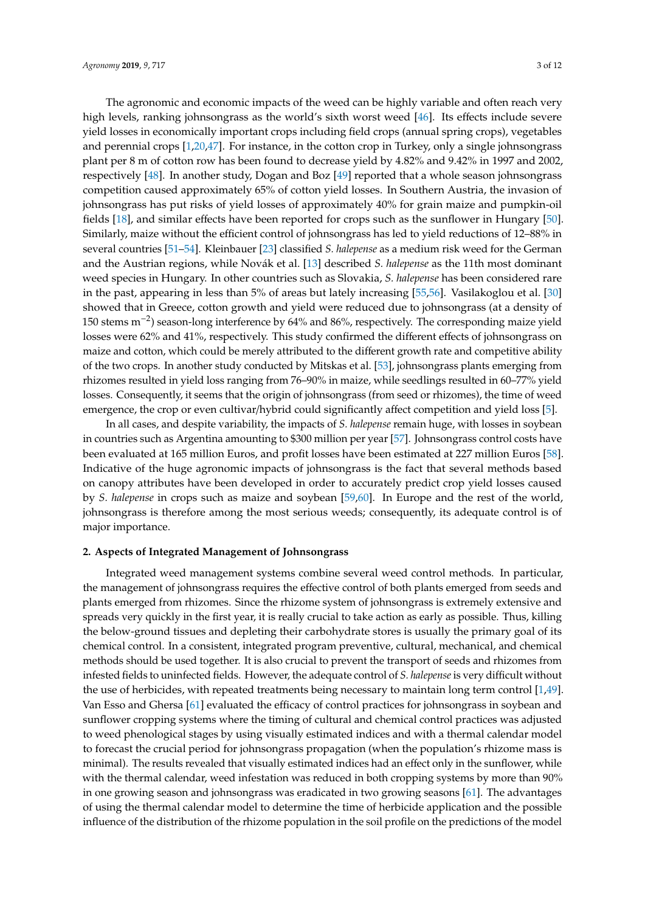The agronomic and economic impacts of the weed can be highly variable and often reach very high levels, ranking johnsongrass as the world's sixth worst weed [46]. Its effects include severe yield losses in economically important crops including field crops (annual spring crops), vegetables and perennial crops [1,20,47]. For instance, in the cotton crop in Turkey, only a single johnsongrass plant per 8 m of cotton row has been found to decrease yield by 4.82% and 9.42% in 1997 and 2002, respectively [48]. In another study, Dogan and Boz [49] reported that a whole season johnsongrass competition caused approximately 65% of cotton yield losses. In Southern Austria, the invasion of johnsongrass has put risks of yield losses of approximately 40% for grain maize and pumpkin-oil fields [18], and similar effects have been reported for crops such as the sunflower in Hungary [50]. Similarly, maize without the efficient control of johnsongrass has led to yield reductions of 12–88% in several countries [51–54]. Kleinbauer [23] classified *S. halepense* as a medium risk weed for the German and the Austrian regions, while Novák et al. [13] described *S. halepense* as the 11th most dominant weed species in Hungary. In other countries such as Slovakia, *S. halepense* has been considered rare in the past, appearing in less than 5% of areas but lately increasing [55,56]. Vasilakoglou et al. [30] showed that in Greece, cotton growth and yield were reduced due to johnsongrass (at a density of 150 stems $m^{-2}$) season-long interference by 64% and 86%, respectively. The corresponding maize yield losses were 62% and 41%, respectively. This study confirmed the different effects of johnsongrass on maize and cotton, which could be merely attributed to the different growth rate and competitive ability of the two crops. In another study conducted by Mitskas et al. [53], johnsongrass plants emerging from rhizomes resulted in yield loss ranging from 76–90% in maize, while seedlings resulted in 60–77% yield losses. Consequently, it seems that the origin of johnsongrass (from seed or rhizomes), the time of weed emergence, the crop or even cultivar/hybrid could significantly affect competition and yield loss [5].

In all cases, and despite variability, the impacts of *S. halepense* remain huge, with losses in soybean in countries such as Argentina amounting to $300 million per year [57]. Johnsongrass control costs have been evaluated at 165 million Euros, and profit losses have been estimated at 227 million Euros [58]. Indicative of the huge agronomic impacts of johnsongrass is the fact that several methods based on canopy attributes have been developed in order to accurately predict crop yield losses caused by *S. halepense* in crops such as maize and soybean [59,60]. In Europe and the rest of the world, johnsongrass is therefore among the most serious weeds; consequently, its adequate control is of major importance.

## 2. Aspects of Integrated Management of Johnsongrass

Integrated weed management systems combine several weed control methods. In particular, the management of johnsongrass requires the effective control of both plants emerged from seeds and plants emerged from rhizomes. Since the rhizome system of johnsongrass is extremely extensive and spreads very quickly in the first year, it is really crucial to take action as early as possible. Thus, killing the below-ground tissues and depleting their carbohydrate stores is usually the primary goal of its chemical control. In a consistent, integrated program preventive, cultural, mechanical, and chemical methods should be used together. It is also crucial to prevent the transport of seeds and rhizomes from infested fields to uninfected fields. However, the adequate control of *S. halepense* is very difficult without the use of herbicides, with repeated treatments being necessary to maintain long term control [1,49]. Van Esso and Ghersa [61] evaluated the efficacy of control practices for johnsongrass in soybean and sunflower cropping systems where the timing of cultural and chemical control practices was adjusted to weed phenological stages by using visually estimated indices and with a thermal calendar model to forecast the crucial period for johnsongrass propagation (when the population's rhizome mass is minimal). The results revealed that visually estimated indices had an effect only in the sunflower, while with the thermal calendar, weed infestation was reduced in both cropping systems by more than 90% in one growing season and johnsongrass was eradicated in two growing seasons [61]. The advantages of using the thermal calendar model to determine the time of herbicide application and the possible influence of the distribution of the rhizome population in the soil profile on the predictions of the model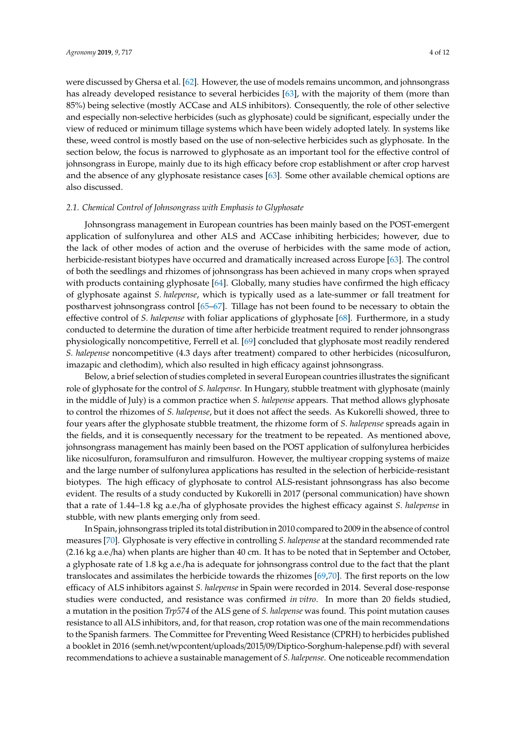were discussed by Ghersa et al. [62]. However, the use of models remains uncommon, and johnsongrass has already developed resistance to several herbicides [63], with the majority of them (more than 85%) being selective (mostly ACCase and ALS inhibitors). Consequently, the role of other selective and especially non-selective herbicides (such as glyphosate) could be significant, especially under the view of reduced or minimum tillage systems which have been widely adopted lately. In systems like these, weed control is mostly based on the use of non-selective herbicides such as glyphosate. In the section below, the focus is narrowed to glyphosate as an important tool for the effective control of johnsongrass in Europe, mainly due to its high efficacy before crop establishment or after crop harvest and the absence of any glyphosate resistance cases [63]. Some other available chemical options are also discussed.

### 2.1. Chemical Control of Johnsongrass with Emphasis to Glyphosate

Johnsongrass management in European countries has been mainly based on the POST-emergent application of sulfonylurea and other ALS and ACCase inhibiting herbicides; however, due to the lack of other modes of action and the overuse of herbicides with the same mode of action, herbicide-resistant biotypes have occurred and dramatically increased across Europe [63]. The control of both the seedlings and rhizomes of johnsongrass has been achieved in many crops when sprayed with products containing glyphosate [64]. Globally, many studies have confirmed the high efficacy of glyphosate against *S. halepense*, which is typically used as a late-summer or fall treatment for postharvest johnsongrass control [65–67]. Tillage has not been found to be necessary to obtain the effective control of *S. halepense* with foliar applications of glyphosate [68]. Furthermore, in a study conducted to determine the duration of time after herbicide treatment required to render johnsongrass physiologically noncompetitive, Ferrell et al. [69] concluded that glyphosate most readily rendered *S. halepense* noncompetitive (4.3 days after treatment) compared to other herbicides (nicosulfuron, imazapic and clethodim), which also resulted in high efficacy against johnsongrass.

Below, a brief selection of studies completed in several European countries illustrates the significant role of glyphosate for the control of *S. halepense*. In Hungary, stubble treatment with glyphosate (mainly in the middle of July) is a common practice when *S. halepense* appears. That method allows glyphosate to control the rhizomes of *S. halepense*, but it does not affect the seeds. As Kukorelli showed, three to four years after the glyphosate stubble treatment, the rhizome form of *S. halepense* spreads again in the fields, and it is consequently necessary for the treatment to be repeated. As mentioned above, johnsongrass management has mainly been based on the POST application of sulfonylurea herbicides like nicosulfuron, foramsulfuron and rimsulfuron. However, the multiyear cropping systems of maize and the large number of sulfonylurea applications has resulted in the selection of herbicide-resistant biotypes. The high efficacy of glyphosate to control ALS-resistant johnsongrass has also become evident. The results of a study conducted by Kukorelli in 2017 (personal communication) have shown that a rate of 1.44–1.8 kg a.e./ha of glyphosate provides the highest efficacy against *S. halepense* in stubble, with new plants emerging only from seed.

In Spain, johnsongrass tripled its total distribution in 2010 compared to 2009 in the absence of control measures [70]. Glyphosate is very effective in controlling *S. halepense* at the standard recommended rate (2.16 kg a.e./ha) when plants are higher than 40 cm. It has to be noted that in September and October, a glyphosate rate of 1.8 kg a.e./ha is adequate for johnsongrass control due to the fact that the plant translocates and assimilates the herbicide towards the rhizomes [69,70]. The first reports on the low efficacy of ALS inhibitors against *S. halepense* in Spain were recorded in 2014. Several dose-response studies were conducted, and resistance was confirmed *in vitro*. In more than 20 fields studied, a mutation in the position *Trp574* of the ALS gene of *S. halepense* was found. This point mutation causes resistance to all ALS inhibitors, and, for that reason, crop rotation was one of the main recommendations to the Spanish farmers. The Committee for Preventing Weed Resistance (CPRH) to herbicides published a booklet in 2016 (semh.net/wpcontent/uploads/2015/09/Diptico-Sorghum-halepense.pdf) with several recommendations to achieve a sustainable management of *S. halepense*. One noticeable recommendation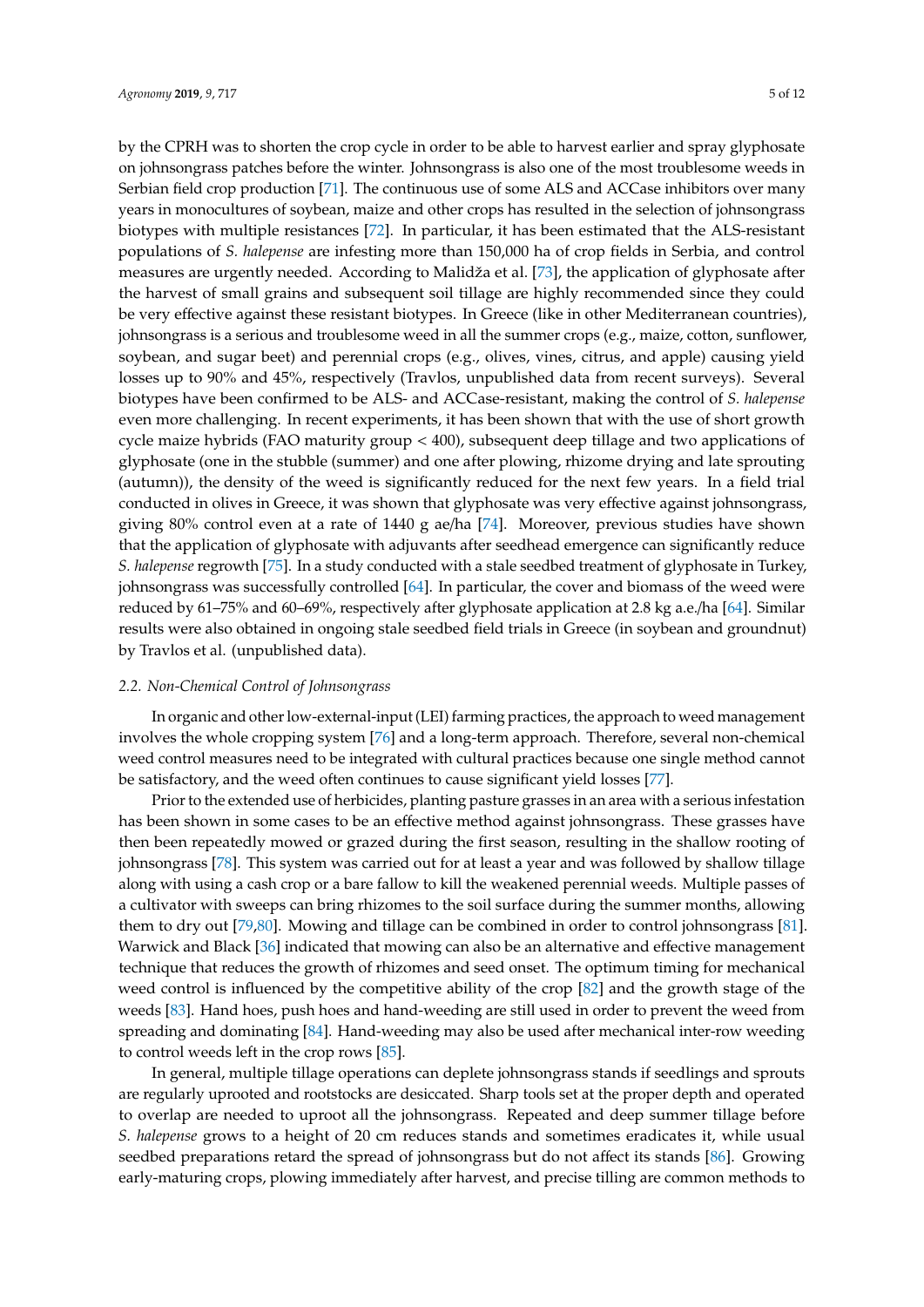by the CPRH was to shorten the crop cycle in order to be able to harvest earlier and spray glyphosate on johnsongrass patches before the winter. Johnsongrass is also one of the most troublesome weeds in Serbian field crop production [71]. The continuous use of some ALS and ACCase inhibitors over many years in monocultures of soybean, maize and other crops has resulted in the selection of johnsongrass biotypes with multiple resistances [72]. In particular, it has been estimated that the ALS-resistant populations of *S. halepense* are infesting more than 150,000 ha of crop fields in Serbia, and control measures are urgently needed. According to Malidža et al. [73], the application of glyphosate after the harvest of small grains and subsequent soil tillage are highly recommended since they could be very effective against these resistant biotypes. In Greece (like in other Mediterranean countries), johnsongrass is a serious and troublesome weed in all the summer crops (e.g., maize, cotton, sunflower, soybean, and sugar beet) and perennial crops (e.g., olives, vines, citrus, and apple) causing yield losses up to 90% and 45%, respectively (Travlos, unpublished data from recent surveys). Several biotypes have been confirmed to be ALS- and ACCase-resistant, making the control of *S. halepense* even more challenging. In recent experiments, it has been shown that with the use of short growth cycle maize hybrids (FAO maturity group < 400), subsequent deep tillage and two applications of glyphosate (one in the stubble (summer) and one after plowing, rhizome drying and late sprouting (autumn)), the density of the weed is significantly reduced for the next few years. In a field trial conducted in olives in Greece, it was shown that glyphosate was very effective against johnsongrass, giving 80% control even at a rate of 1440 g ae/ha [74]. Moreover, previous studies have shown that the application of glyphosate with adjuvants after seedhead emergence can significantly reduce *S. halepense* regrowth [75]. In a study conducted with a stale seedbed treatment of glyphosate in Turkey, johnsongrass was successfully controlled [64]. In particular, the cover and biomass of the weed were reduced by 61–75% and 60–69%, respectively after glyphosate application at 2.8 kg a.e./ha [64]. Similar results were also obtained in ongoing stale seedbed field trials in Greece (in soybean and groundnut) by Travlos et al. (unpublished data).

### *2.2. Non-Chemical Control of Johnsongrass*

In organic and other low-external-input (LEI) farming practices, the approach to weed management involves the whole cropping system [76] and a long-term approach. Therefore, several non-chemical weed control measures need to be integrated with cultural practices because one single method cannot be satisfactory, and the weed often continues to cause significant yield losses [77].

Prior to the extended use of herbicides, planting pasture grasses in an area with a serious infestation has been shown in some cases to be an effective method against johnsongrass. These grasses have then been repeatedly mowed or grazed during the first season, resulting in the shallow rooting of johnsongrass [78]. This system was carried out for at least a year and was followed by shallow tillage along with using a cash crop or a bare fallow to kill the weakened perennial weeds. Multiple passes of a cultivator with sweeps can bring rhizomes to the soil surface during the summer months, allowing them to dry out [79,80]. Mowing and tillage can be combined in order to control johnsongrass [81]. Warwick and Black [36] indicated that mowing can also be an alternative and effective management technique that reduces the growth of rhizomes and seed onset. The optimum timing for mechanical weed control is influenced by the competitive ability of the crop [82] and the growth stage of the weeds [83]. Hand hoes, push hoes and hand-weeding are still used in order to prevent the weed from spreading and dominating [84]. Hand-weeding may also be used after mechanical inter-row weeding to control weeds left in the crop rows [85].

In general, multiple tillage operations can deplete johnsongrass stands if seedlings and sprouts are regularly uprooted and rootstocks are desiccated. Sharp tools set at the proper depth and operated to overlap are needed to uproot all the johnsongrass. Repeated and deep summer tillage before *S. halepense* grows to a height of 20 cm reduces stands and sometimes eradicates it, while usual seedbed preparations retard the spread of johnsongrass but do not affect its stands [86]. Growing early-maturing crops, plowing immediately after harvest, and precise tilling are common methods to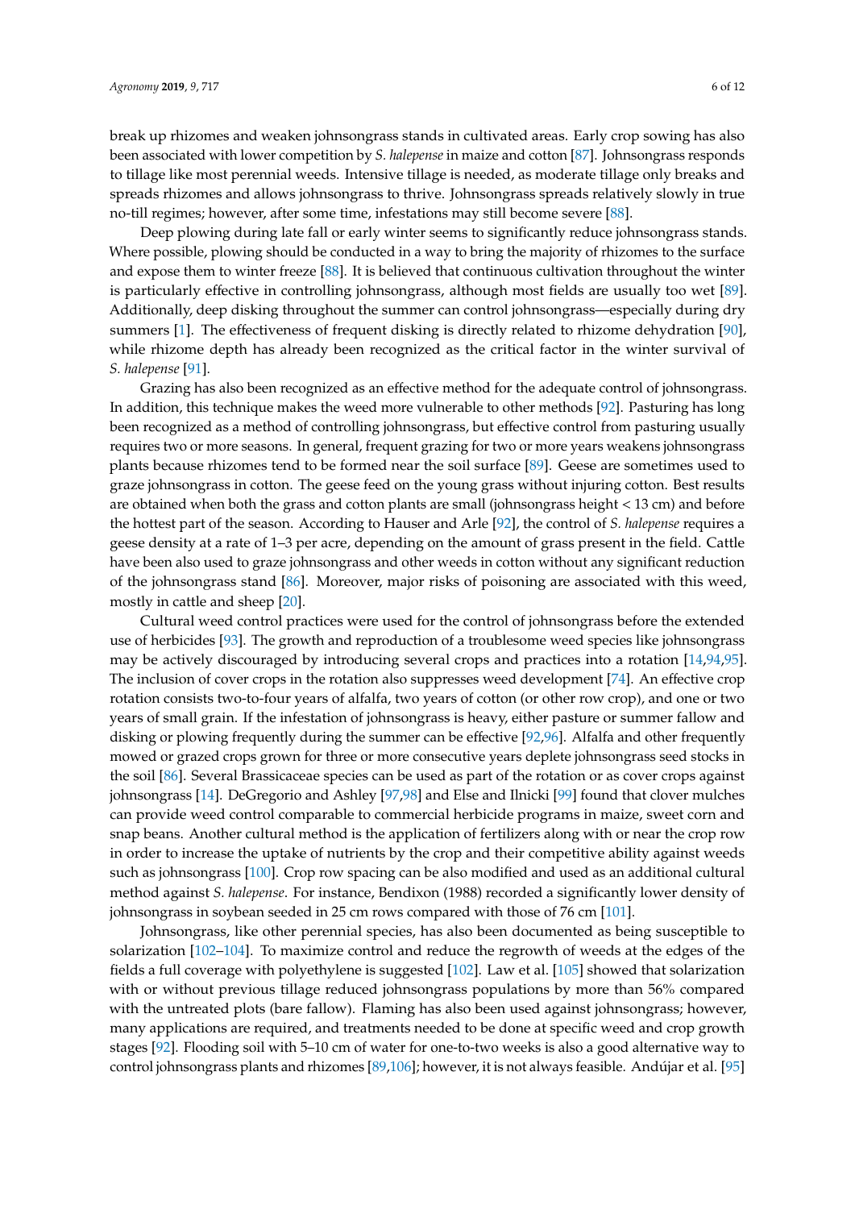break up rhizomes and weaken johnsongrass stands in cultivated areas. Early crop sowing has also been associated with lower competition by *S. halepense* in maize and cotton [87]. Johnsongrass responds to tillage like most perennial weeds. Intensive tillage is needed, as moderate tillage only breaks and spreads rhizomes and allows johnsongrass to thrive. Johnsongrass spreads relatively slowly in true no-till regimes; however, after some time, infestations may still become severe [88].

Deep plowing during late fall or early winter seems to significantly reduce johnsongrass stands. Where possible, plowing should be conducted in a way to bring the majority of rhizomes to the surface and expose them to winter freeze [88]. It is believed that continuous cultivation throughout the winter is particularly effective in controlling johnsongrass, although most fields are usually too wet [89]. Additionally, deep disking throughout the summer can control johnsongrass—especially during dry summers [1]. The effectiveness of frequent disking is directly related to rhizome dehydration [90], while rhizome depth has already been recognized as the critical factor in the winter survival of *S. halepense* [91].

Grazing has also been recognized as an effective method for the adequate control of johnsongrass. In addition, this technique makes the weed more vulnerable to other methods [92]. Pasturing has long been recognized as a method of controlling johnsongrass, but effective control from pasturing usually requires two or more seasons. In general, frequent grazing for two or more years weakens johnsongrass plants because rhizomes tend to be formed near the soil surface [89]. Geese are sometimes used to graze johnsongrass in cotton. The geese feed on the young grass without injuring cotton. Best results are obtained when both the grass and cotton plants are small (johnsongrass height < 13 cm) and before the hottest part of the season. According to Hauser and Arle [92], the control of *S. halepense* requires a geese density at a rate of 1–3 per acre, depending on the amount of grass present in the field. Cattle have been also used to graze johnsongrass and other weeds in cotton without any significant reduction of the johnsongrass stand [86]. Moreover, major risks of poisoning are associated with this weed, mostly in cattle and sheep [20].

Cultural weed control practices were used for the control of johnsongrass before the extended use of herbicides [93]. The growth and reproduction of a troublesome weed species like johnsongrass may be actively discouraged by introducing several crops and practices into a rotation [14,94,95]. The inclusion of cover crops in the rotation also suppresses weed development [74]. An effective crop rotation consists two-to-four years of alfalfa, two years of cotton (or other row crop), and one or two years of small grain. If the infestation of johnsongrass is heavy, either pasture or summer fallow and disking or plowing frequently during the summer can be effective [92,96]. Alfalfa and other frequently mowed or grazed crops grown for three or more consecutive years deplete johnsongrass seed stocks in the soil [86]. Several Brassicaceae species can be used as part of the rotation or as cover crops against johnsongrass [14]. DeGregorio and Ashley [97,98] and Else and Ilnicki [99] found that clover mulches can provide weed control comparable to commercial herbicide programs in maize, sweet corn and snap beans. Another cultural method is the application of fertilizers along with or near the crop row in order to increase the uptake of nutrients by the crop and their competitive ability against weeds such as johnsongrass [100]. Crop row spacing can be also modified and used as an additional cultural method against *S. halepense*. For instance, Bendixon (1988) recorded a significantly lower density of johnsongrass in soybean seeded in 25 cm rows compared with those of 76 cm [101].

Johnsongrass, like other perennial species, has also been documented as being susceptible to solarization [102–104]. To maximize control and reduce the regrowth of weeds at the edges of the fields a full coverage with polyethylene is suggested [102]. Law et al. [105] showed that solarization with or without previous tillage reduced johnsongrass populations by more than 56% compared with the untreated plots (bare fallow). Flaming has also been used against johnsongrass; however, many applications are required, and treatments needed to be done at specific weed and crop growth stages [92]. Flooding soil with 5–10 cm of water for one-to-two weeks is also a good alternative way to control johnsongrass plants and rhizomes [89,106]; however, it is not always feasible. Andújar et al. [95]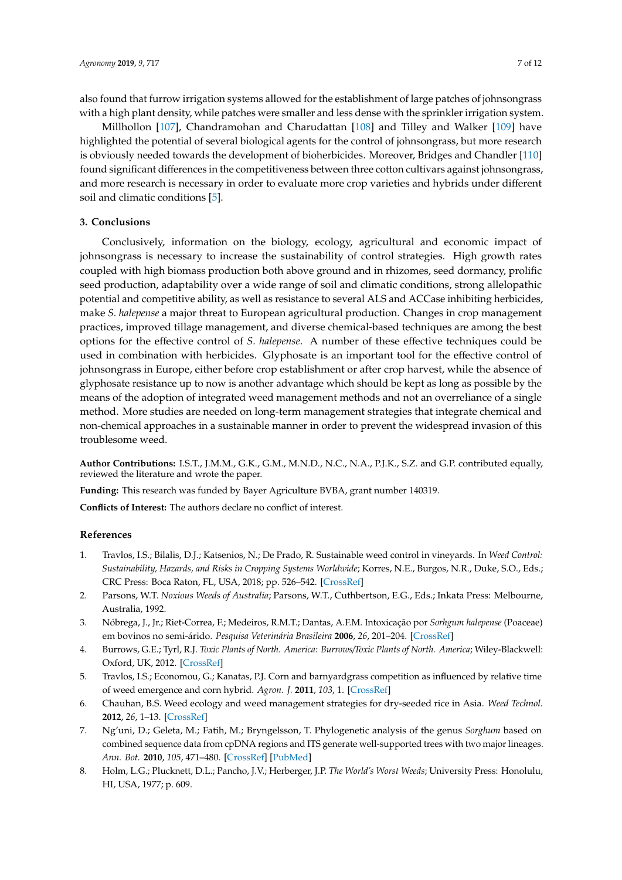also found that furrow irrigation systems allowed for the establishment of large patches of johnsongrass with a high plant density, while patches were smaller and less dense with the sprinkler irrigation system.

Millhollon [107], Chandramohan and Charudattan [108] and Tilley and Walker [109] have highlighted the potential of several biological agents for the control of johnsongrass, but more research is obviously needed towards the development of bioherbicides. Moreover, Bridges and Chandler [110] found significant differences in the competitiveness between three cotton cultivars against johnsongrass, and more research is necessary in order to evaluate more crop varieties and hybrids under different soil and climatic conditions [5].

## 3. Conclusions

Conclusively, information on the biology, ecology, agricultural and economic impact of johnsongrass is necessary to increase the sustainability of control strategies. High growth rates coupled with high biomass production both above ground and in rhizomes, seed dormancy, prolific seed production, adaptability over a wide range of soil and climatic conditions, strong allelopathic potential and competitive ability, as well as resistance to several ALS and ACCase inhibiting herbicides, make *S. halepense* a major threat to European agricultural production. Changes in crop management practices, improved tillage management, and diverse chemical-based techniques are among the best options for the effective control of *S. halepense*. A number of these effective techniques could be used in combination with herbicides. Glyphosate is an important tool for the effective control of johnsongrass in Europe, either before crop establishment or after crop harvest, while the absence of glyphosate resistance up to now is another advantage which should be kept as long as possible by the means of the adoption of integrated weed management methods and not an overreliance of a single method. More studies are needed on long-term management strategies that integrate chemical and non-chemical approaches in a sustainable manner in order to prevent the widespread invasion of this troublesome weed.

**Author Contributions:** I.S.T., J.M.M., G.K., G.M., M.N.D., N.C., N.A., P.J.K., S.Z. and G.P. contributed equally, reviewed the literature and wrote the paper.

**Funding:** This research was funded by Bayer Agriculture BVBA, grant number 140319.

**Conflicts of Interest:** The authors declare no conflict of interest.

## References

1. Travlos, I.S.; Bilalis, D.J.; Katsenios, N.; De Prado, R. Sustainable weed control in vineyards. In *Weed Control: Sustainability, Hazards, and Risks in Cropping Systems Worldwide*; Korres, N.E., Burgos, N.R., Duke, S.O., Eds.; CRC Press: Boca Raton, FL, USA, 2018; pp. 526–542. [CrossRef]
2. Parsons, W.T. *Noxious Weeds of Australia*; Parsons, W.T., Cuthbertson, E.G., Eds.; Inkata Press: Melbourne, Australia, 1992.
3. Nóbrega, J., Jr.; Riet-Correa, F.; Medeiros, R.M.T.; Dantas, A.F.M. Intoxicação por *Sorhgum halepense* (Poaceae) em bovinos no semi-árido. *Pesquisa Veterinária Brasileira* **2006**, *26*, 201–204. [CrossRef]
4. Burrows, G.E.; Tyrl, R.J. *Toxic Plants of North. America: Burrows/Toxic Plants of North. America*; Wiley-Blackwell: Oxford, UK, 2012. [CrossRef]
5. Travlos, I.S.; Economou, G.; Kanatas, P.J. Corn and barnyardgrass competition as influenced by relative time of weed emergence and corn hybrid. *Agron. J.* **2011**, *103*, 1. [CrossRef]
6. Chauhan, B.S. Weed ecology and weed management strategies for dry-seeded rice in Asia. *Weed Technol.* **2012**, *26*, 1–13. [CrossRef]
7. Ng'uni, D.; Geleta, M.; Fatih, M.; Bryngelsson, T. Phylogenetic analysis of the genus *Sorghum* based on combined sequence data from cpDNA regions and ITS generate well-supported trees with two major lineages. *Ann. Bot.* **2010**, *105*, 471–480. [CrossRef] [PubMed]
8. Holm, L.G.; Plucknett, D.L.; Pancho, J.V.; Herberger, J.P. *The World's Worst Weeds*; University Press: Honolulu, HI, USA, 1977; p. 609.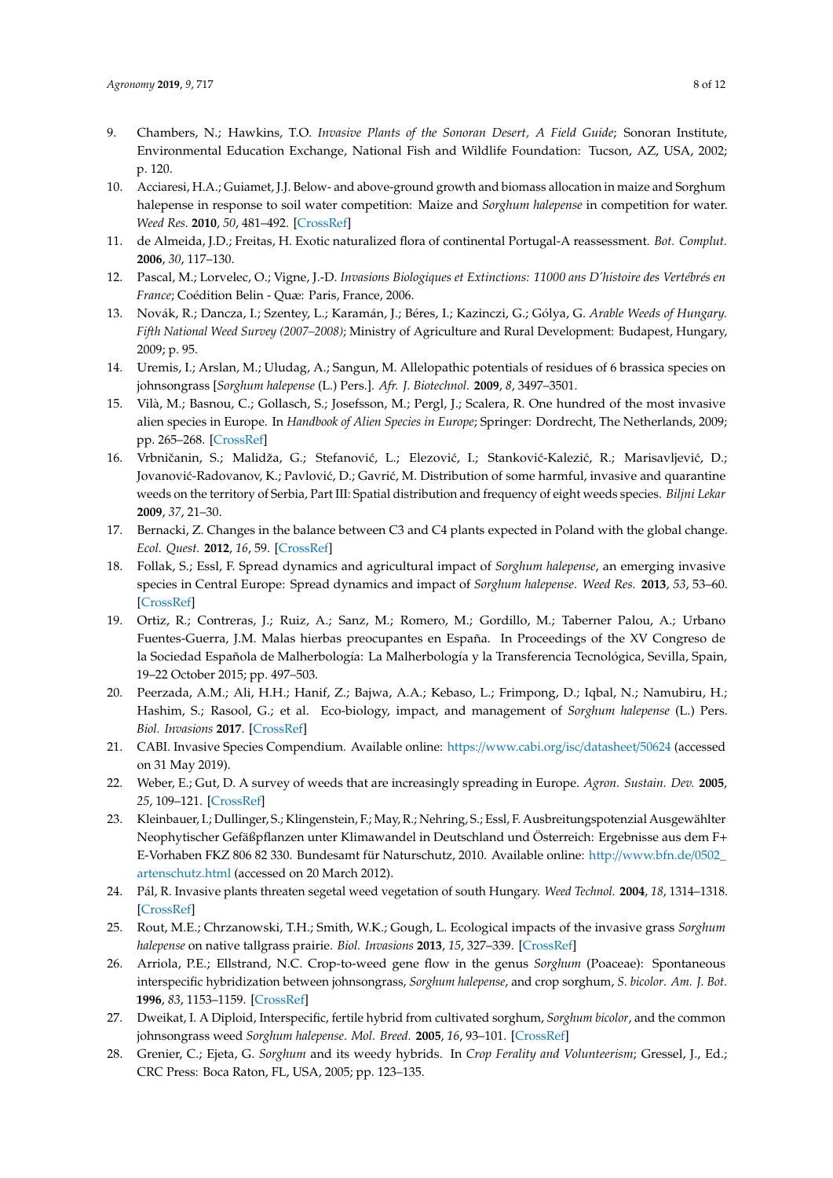9. Chambers, N.; Hawkins, T.O. *Invasive Plants of the Sonoran Desert, A Field Guide*; Sonoran Institute, Environmental Education Exchange, National Fish and Wildlife Foundation: Tucson, AZ, USA, 2002; p. 120.
10. Acciaresi, H.A.; Guiamet, J.J. Below- and above-ground growth and biomass allocation in maize and Sorghum halepense in response to soil water competition: Maize and *Sorghum halepense* in competition for water. *Weed Res.* **2010**, *50*, 481–492. [CrossRef]
11. de Almeida, J.D.; Freitas, H. Exotic naturalized flora of continental Portugal-A reassessment. *Bot. Complut.* **2006**, *30*, 117–130.
12. Pascal, M.; Lorvelec, O.; Vigne, J.-D. *Invasions Biologiques et Extinctions: 11000 ans D'histoire des Vertébrés en France*; Coédition Belin - Quæ: Paris, France, 2006.
13. Novák, R.; Dancza, I.; Szentey, L.; Karamán, J.; Béres, I.; Kazinczi, G.; Gólya, G. *Arable Weeds of Hungary. Fifth National Weed Survey (2007–2008)*; Ministry of Agriculture and Rural Development: Budapest, Hungary, 2009; p. 95.
14. Uremis, I.; Arslan, M.; Uludag, A.; Sangun, M. Allelopathic potentials of residues of 6 brassica species on johnsongrass [*Sorghum halepense* (L.) Pers.]. *Afr. J. Biotechnol.* **2009**, *8*, 3497–3501.
15. Vilà, M.; Basnou, C.; Gollasch, S.; Josefsson, M.; Pergl, J.; Scalera, R. One hundred of the most invasive alien species in Europe. In *Handbook of Alien Species in Europe*; Springer: Dordrecht, The Netherlands, 2009; pp. 265–268. [CrossRef]
16. Vrbničanin, S.; Malidža, G.; Stefanović, L.; Elezović, I.; Stanković-Kalezić, R.; Marisavljević, D.; Jovanović-Radovanov, K.; Pavlović, D.; Gavrić, M. Distribution of some harmful, invasive and quarantine weeds on the territory of Serbia, Part III: Spatial distribution and frequency of eight weeds species. *Biljni Lekar* **2009**, *37*, 21–30.
17. Bernacki, Z. Changes in the balance between C3 and C4 plants expected in Poland with the global change. *Ecol. Quest.* **2012**, *16*, 59. [CrossRef]
18. Follak, S.; Essl, F. Spread dynamics and agricultural impact of *Sorghum halepense*, an emerging invasive species in Central Europe: Spread dynamics and impact of *Sorghum halepense*. *Weed Res.* **2013**, *53*, 53–60. [CrossRef]
19. Ortiz, R.; Contreras, J.; Ruiz, A.; Sanz, M.; Romero, M.; Gordillo, M.; Taberner Palou, A.; Urbano Fuentes-Guerra, J.M. Malas hierbas preocupantes en España. In Proceedings of the XV Congreso de la Sociedad Española de Malherbología: La Malherbología y la Transferencia Tecnológica, Sevilla, Spain, 19–22 October 2015; pp. 497–503.
20. Peerzada, A.M.; Ali, H.H.; Hanif, Z.; Bajwa, A.A.; Kebaso, L.; Frimpong, D.; Iqbal, N.; Namubiru, H.; Hashim, S.; Rasool, G.; et al. Eco-biology, impact, and management of *Sorghum halepense* (L.) Pers. *Biol. Invasions* **2017**. [CrossRef]
21. CABI. Invasive Species Compendium. Available online: https://www.cabi.org/isc/datasheet/50624 (accessed on 31 May 2019).
22. Weber, E.; Gut, D. A survey of weeds that are increasingly spreading in Europe. *Agron. Sustain. Dev.* **2005**, *25*, 109–121. [CrossRef]
23. Kleinbauer, I.; Dullinger, S.; Klingenstein, F.; May, R.; Nehring, S.; Essl, F. Ausbreitungspotenzial Ausgewählter Neophytischer Gefäßpflanzen unter Klimawandel in Deutschland und Österreich: Ergebnisse aus dem F+ E-Vorhaben FKZ 806 82 330. Bundesamt für Naturschutz, 2010. Available online: http://www.bfn.de/0502_artenschutz.html (accessed on 20 March 2012).
24. Pál, R. Invasive plants threaten segetal weed vegetation of south Hungary. *Weed Technol.* **2004**, *18*, 1314–1318. [CrossRef]
25. Rout, M.E.; Chrzanowski, T.H.; Smith, W.K.; Gough, L. Ecological impacts of the invasive grass *Sorghum halepense* on native tallgrass prairie. *Biol. Invasions* **2013**, *15*, 327–339. [CrossRef]
26. Arriola, P.E.; Ellstrand, N.C. Crop-to-weed gene flow in the genus *Sorghum* (Poaceae): Spontaneous interspecific hybridization between johnsongrass, *Sorghum halepense*, and crop sorghum, *S. bicolor*. *Am. J. Bot.* **1996**, *83*, 1153–1159. [CrossRef]
27. Dweikat, I. A Diploid, Interspecific, fertile hybrid from cultivated sorghum, *Sorghum bicolor*, and the common johnsongrass weed *Sorghum halepense*. *Mol. Breed.* **2005**, *16*, 93–101. [CrossRef]
28. Grenier, C.; Ejeta, G. *Sorghum* and its weedy hybrids. In *Crop Ferality and Volunteerism*; Gressel, J., Ed.; CRC Press: Boca Raton, FL, USA, 2005; pp. 123–135.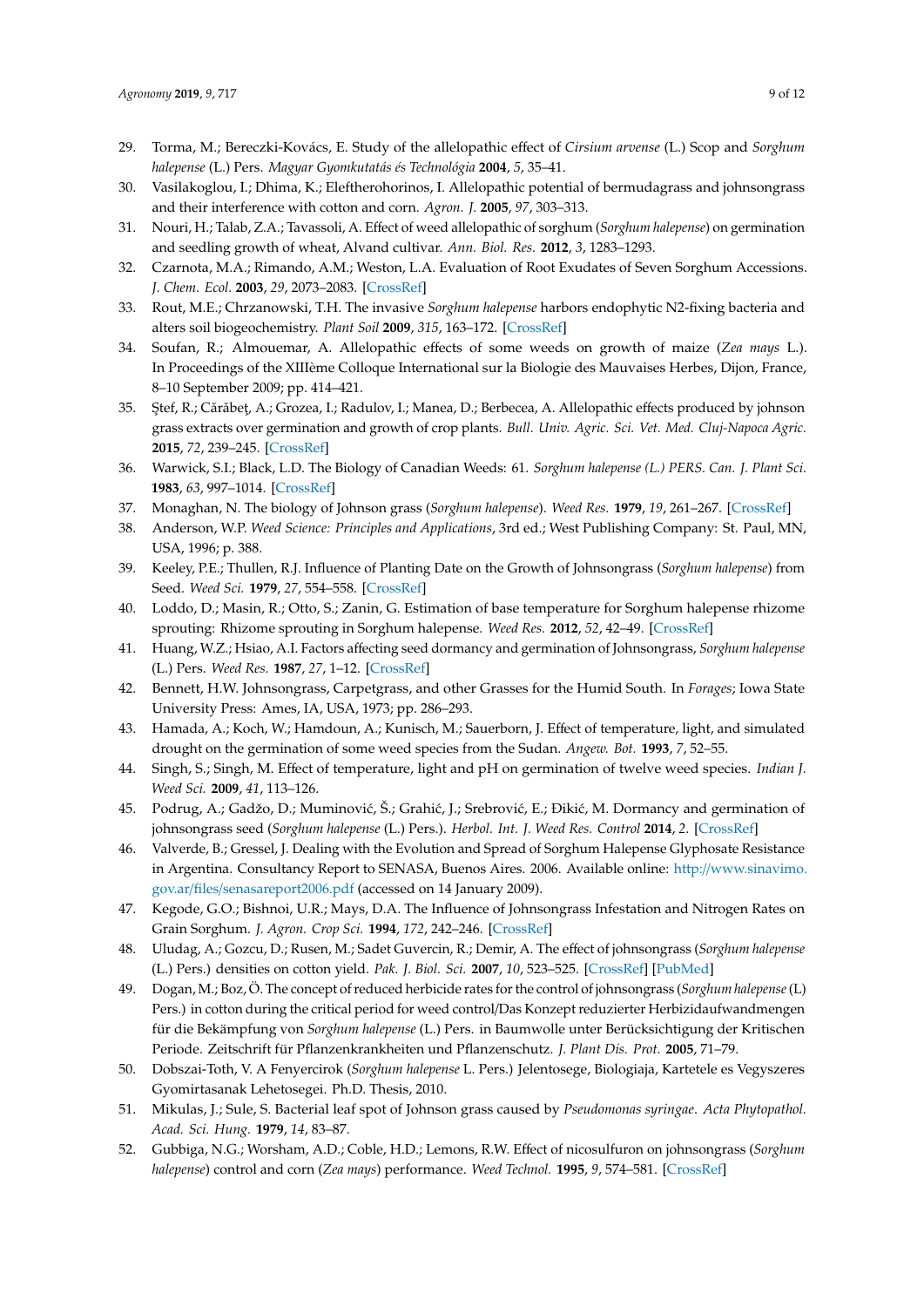29. Torma, M.; Bereczki-Kovács, E. Study of the allelopathic effect of *Cirsium arvense* (L.) Scop and *Sorghum halepense* (L.) Pers. *Magyar Gyomkutatás és Technológia* **2004**, *5*, 35–41.
30. Vasilakoglou, I.; Dhima, K.; Eleftherohorinos, I. Allelopathic potential of bermudagrass and johnsongrass and their interference with cotton and corn. *Agron. J.* **2005**, *97*, 303–313.
31. Nouri, H.; Talab, Z.A.; Tavassoli, A. Effect of weed allelopathic of sorghum (*Sorghum halepense*) on germination and seedling growth of wheat, Alvand cultivar. *Ann. Biol. Res.* **2012**, *3*, 1283–1293.
32. Czarnota, M.A.; Rimando, A.M.; Weston, L.A. Evaluation of Root Exudates of Seven Sorghum Accessions. *J. Chem. Ecol.* **2003**, *29*, 2073–2083. [CrossRef]
33. Rout, M.E.; Chrzanowski, T.H. The invasive *Sorghum halepense* harbors endophytic N2-fixing bacteria and alters soil biogeochemistry. *Plant Soil* **2009**, *315*, 163–172. [CrossRef]
34. Soufan, R.; Almouemar, A. Allelopathic effects of some weeds on growth of maize (*Zea mays* L.). In Proceedings of the XIIIème Colloque International sur la Biologie des Mauvaises Herbes, Dijon, France, 8–10 September 2009; pp. 414–421.
35. Ştef, R.; Cărăbeţ, A.; Grozea, I.; Radulov, I.; Manea, D.; Berbecea, A. Allelopathic effects produced by johnson grass extracts over germination and growth of crop plants. *Bull. Univ. Agric. Sci. Vet. Med. Cluj-Napoca Agric.* **2015**, *72*, 239–245. [CrossRef]
36. Warwick, S.I.; Black, L.D. The Biology of Canadian Weeds: 61. *Sorghum halepense (L.) PERS. Can. J. Plant Sci.* **1983**, *63*, 997–1014. [CrossRef]
37. Monaghan, N. The biology of Johnson grass (*Sorghum halepense*). *Weed Res.* **1979**, *19*, 261–267. [CrossRef]
38. Anderson, W.P. *Weed Science: Principles and Applications*, 3rd ed.; West Publishing Company: St. Paul, MN, USA, 1996; p. 388.
39. Keeley, P.E.; Thullen, R.J. Influence of Planting Date on the Growth of Johnsongrass (*Sorghum halepense*) from Seed. *Weed Sci.* **1979**, *27*, 554–558. [CrossRef]
40. Loddo, D.; Masin, R.; Otto, S.; Zanin, G. Estimation of base temperature for Sorghum halepense rhizome sprouting: Rhizome sprouting in Sorghum halepense. *Weed Res.* **2012**, *52*, 42–49. [CrossRef]
41. Huang, W.Z.; Hsiao, A.I. Factors affecting seed dormancy and germination of Johnsongrass, *Sorghum halepense* (L.) Pers. *Weed Res.* **1987**, *27*, 1–12. [CrossRef]
42. Bennett, H.W. Johnsongrass, Carpetgrass, and other Grasses for the Humid South. In *Forages*; Iowa State University Press: Ames, IA, USA, 1973; pp. 286–293.
43. Hamada, A.; Koch, W.; Hamdoun, A.; Kunisch, M.; Sauerborn, J. Effect of temperature, light, and simulated drought on the germination of some weed species from the Sudan. *Angew. Bot.* **1993**, *7*, 52–55.
44. Singh, S.; Singh, M. Effect of temperature, light and pH on germination of twelve weed species. *Indian J. Weed Sci.* **2009**, *41*, 113–126.
45. Podrug, A.; Gadžo, D.; Muminović, Š.; Grahić, J.; Srebrović, E.; Đikić, M. Dormancy and germination of johnsongrass seed (*Sorghum halepense* (L.) Pers.). *Herbol. Int. J. Weed Res. Control* **2014**, *2*. [CrossRef]
46. Valverde, B.; Gressel, J. Dealing with the Evolution and Spread of Sorghum Halepense Glyphosate Resistance in Argentina. Consultancy Report to SENASA, Buenos Aires. 2006. Available online: http://www.sinavimo.gov.ar/files/senasareport2006.pdf (accessed on 14 January 2009).
47. Kegode, G.O.; Bishnoi, U.R.; Mays, D.A. The Influence of Johnsongrass Infestation and Nitrogen Rates on Grain Sorghum. *J. Agron. Crop Sci.* **1994**, *172*, 242–246. [CrossRef]
48. Uludag, A.; Gozcu, D.; Rusen, M.; Sadet Guvercin, R.; Demir, A. The effect of johnsongrass (*Sorghum halepense* (L.) Pers.) densities on cotton yield. *Pak. J. Biol. Sci.* **2007**, *10*, 523–525. [CrossRef] [PubMed]
49. Dogan, M.; Boz, Ö. The concept of reduced herbicide rates for the control of johnsongrass (*Sorghum halepense* (L) Pers.) in cotton during the critical period for weed control/Das Konzept reduzierter Herbizidaufwandmengen für die Bekämpfung von *Sorghum halepense* (L.) Pers. in Baumwolle unter Berücksichtigung der Kritischen Periode. Zeitschrift für Pflanzenkrankheiten und Pflanzenschutz. *J. Plant Dis. Prot.* **2005**, 71–79.
50. Dobszai-Toth, V. A Fenyercirok (*Sorghum halepense* L. Pers.) Jelentosege, Biologiaja, Kartetele es Vegyszeres Gyomirtasanak Lehetosegei. Ph.D. Thesis, 2010.
51. Mikulas, J.; Sule, S. Bacterial leaf spot of Johnson grass caused by *Pseudomonas syringae*. *Acta Phytopathol. Acad. Sci. Hung.* **1979**, *14*, 83–87.
52. Gubbiga, N.G.; Worsham, A.D.; Coble, H.D.; Lemons, R.W. Effect of nicosulfuron on johnsongrass (*Sorghum halepense*) control and corn (*Zea mays*) performance. *Weed Technol.* **1995**, *9*, 574–581. [CrossRef]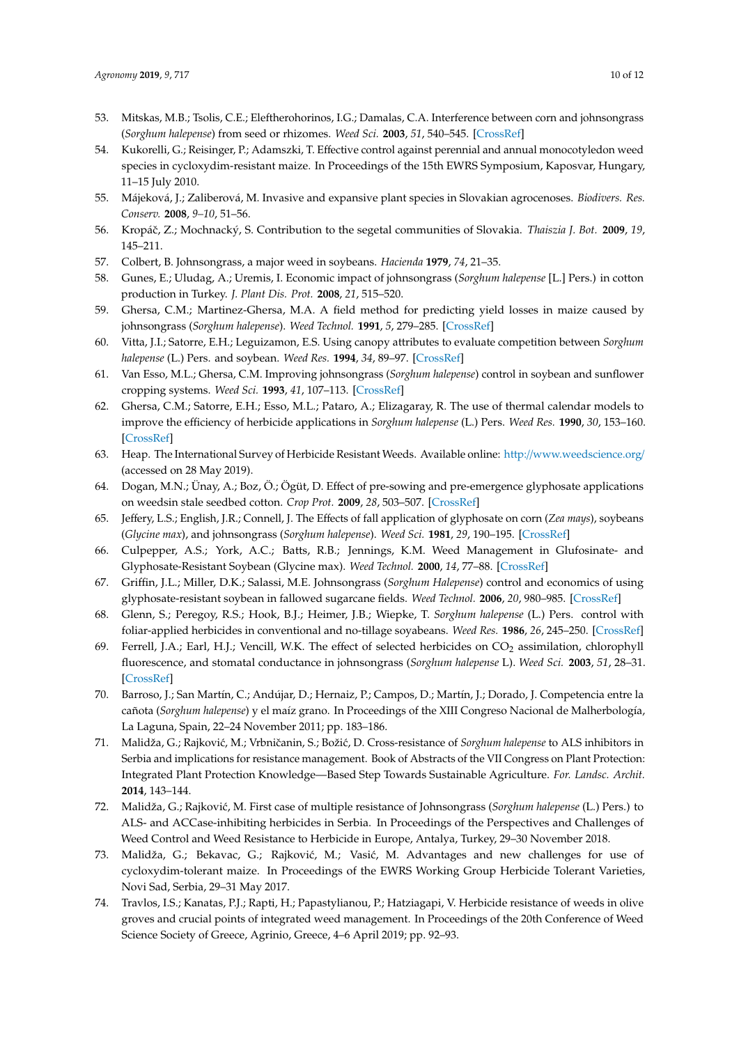53. Mitskas, M.B.; Tsolis, C.E.; Eleftherohorinos, I.G.; Damalas, C.A. Interference between corn and johnsongrass (*Sorghum halepense*) from seed or rhizomes. *Weed Sci.* **2003**, *51*, 540–545. [CrossRef]
54. Kukorelli, G.; Reisinger, P.; Adamszki, T. Effective control against perennial and annual monocotyledon weed species in cycloxydim-resistant maize. In Proceedings of the 15th EWRS Symposium, Kaposvar, Hungary, 11–15 July 2010.
55. Májeková, J.; Zaliberová, M. Invasive and expansive plant species in Slovakian agrocenoses. *Biodivers. Res. Conserv.* **2008**, *9–10*, 51–56.
56. Kropáč, Z.; Mochnacký, S. Contribution to the segetal communities of Slovakia. *Thaiszia J. Bot.* **2009**, *19*, 145–211.
57. Colbert, B. Johnsongrass, a major weed in soybeans. *Hacienda* **1979**, *74*, 21–35.
58. Gunes, E.; Uludag, A.; Uremis, I. Economic impact of johnsongrass (*Sorghum halepense* [L.] Pers.) in cotton production in Turkey. *J. Plant Dis. Prot.* **2008**, *21*, 515–520.
59. Ghersa, C.M.; Martinez-Ghersa, M.A. A field method for predicting yield losses in maize caused by johnsongrass (*Sorghum halepense*). *Weed Technol.* **1991**, *5*, 279–285. [CrossRef]
60. Vitta, J.I.; Satorre, E.H.; Leguizamon, E.S. Using canopy attributes to evaluate competition between *Sorghum halepense* (L.) Pers. and soybean. *Weed Res.* **1994**, *34*, 89–97. [CrossRef]
61. Van Esso, M.L.; Ghersa, C.M. Improving johnsongrass (*Sorghum halepense*) control in soybean and sunflower cropping systems. *Weed Sci.* **1993**, *41*, 107–113. [CrossRef]
62. Ghersa, C.M.; Satorre, E.H.; Esso, M.L.; Pataro, A.; Elizagaray, R. The use of thermal calendar models to improve the efficiency of herbicide applications in *Sorghum halepense* (L.) Pers. *Weed Res.* **1990**, *30*, 153–160. [CrossRef]
63. Heap. The International Survey of Herbicide Resistant Weeds. Available online: http://www.weedscience.org/ (accessed on 28 May 2019).
64. Dogan, M.N.; Ünay, A.; Boz, Ö.; Ögüt, D. Effect of pre-sowing and pre-emergence glyphosate applications on weedsin stale seedbed cotton. *Crop Prot.* **2009**, *28*, 503–507. [CrossRef]
65. Jeffery, L.S.; English, J.R.; Connell, J. The Effects of fall application of glyphosate on corn (*Zea mays*), soybeans (*Glycine max*), and johnsongrass (*Sorghum halepense*). *Weed Sci.* **1981**, *29*, 190–195. [CrossRef]
66. Culpepper, A.S.; York, A.C.; Batts, R.B.; Jennings, K.M. Weed Management in Glufosinate- and Glyphosate-Resistant Soybean (Glycine max). *Weed Technol.* **2000**, *14*, 77–88. [CrossRef]
67. Griffin, J.L.; Miller, D.K.; Salassi, M.E. Johnsongrass (*Sorghum Halepense*) control and economics of using glyphosate-resistant soybean in fallowed sugarcane fields. *Weed Technol.* **2006**, *20*, 980–985. [CrossRef]
68. Glenn, S.; Peregoy, R.S.; Hook, B.J.; Heimer, J.B.; Wiepke, T. *Sorghum halepense* (L.) Pers. control with foliar-applied herbicides in conventional and no-tillage soyabeans. *Weed Res.* **1986**, *26*, 245–250. [CrossRef]
69. Ferrell, J.A.; Earl, H.J.; Vencill, W.K. The effect of selected herbicides on $CO_2$ assimilation, chlorophyll fluorescence, and stomatal conductance in johnsongrass (*Sorghum halepense* L). *Weed Sci.* **2003**, *51*, 28–31. [CrossRef]
70. Barroso, J.; San Martín, C.; Andújar, D.; Hernaiz, P.; Campos, D.; Martín, J.; Dorado, J. Competencia entre la cañota (*Sorghum halepense*) y el maíz grano. In Proceedings of the XIII Congreso Nacional de Malherbología, La Laguna, Spain, 22–24 November 2011; pp. 183–186.
71. Malidža, G.; Rajković, M.; Vrbničanin, S.; Božić, D. Cross-resistance of *Sorghum halepense* to ALS inhibitors in Serbia and implications for resistance management. Book of Abstracts of the VII Congress on Plant Protection: Integrated Plant Protection Knowledge—Based Step Towards Sustainable Agriculture. *For. Landsc. Archit.* **2014**, 143–144.
72. Malidža, G.; Rajković, M. First case of multiple resistance of Johnsongrass (*Sorghum halepense* (L.) Pers.) to ALS- and ACCase-inhibiting herbicides in Serbia. In Proceedings of the Perspectives and Challenges of Weed Control and Weed Resistance to Herbicide in Europe, Antalya, Turkey, 29–30 November 2018.
73. Malidža, G.; Bekavac, G.; Rajković, M.; Vasić, M. Advantages and new challenges for use of cycloxydim-tolerant maize. In Proceedings of the EWRS Working Group Herbicide Tolerant Varieties, Novi Sad, Serbia, 29–31 May 2017.
74. Travlos, I.S.; Kanatas, P.J.; Rapti, H.; Papastylianou, P.; Hatziagapi, V. Herbicide resistance of weeds in olive groves and crucial points of integrated weed management. In Proceedings of the 20th Conference of Weed Science Society of Greece, Agrinio, Greece, 4–6 April 2019; pp. 92–93.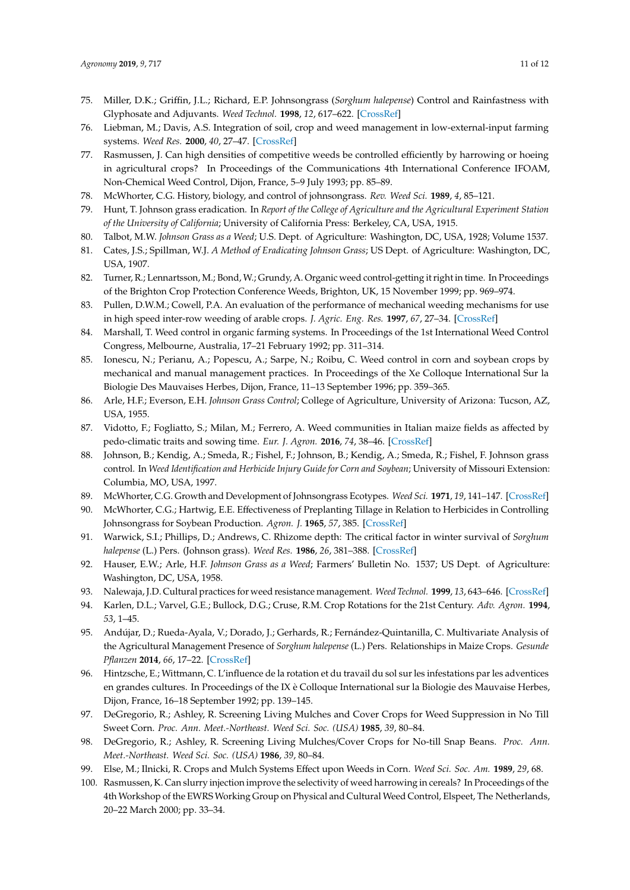75. Miller, D.K.; Griffin, J.L.; Richard, E.P. Johnsongrass (*Sorghum halepense*) Control and Rainfastness with Glyphosate and Adjuvants. *Weed Technol.* **1998**, *12*, 617–622. [CrossRef]
76. Liebman, M.; Davis, A.S. Integration of soil, crop and weed management in low-external-input farming systems. *Weed Res.* **2000**, *40*, 27–47. [CrossRef]
77. Rasmussen, J. Can high densities of competitive weeds be controlled efficiently by harrowing or hoeing in agricultural crops? In Proceedings of the Communications 4th International Conference IFOAM, Non-Chemical Weed Control, Dijon, France, 5–9 July 1993; pp. 85–89.
78. McWhorter, C.G. History, biology, and control of johnsongrass. *Rev. Weed Sci.* **1989**, *4*, 85–121.
79. Hunt, T. Johnson grass eradication. In *Report of the College of Agriculture and the Agricultural Experiment Station of the University of California*; University of California Press: Berkeley, CA, USA, 1915.
80. Talbot, M.W. *Johnson Grass as a Weed*; U.S. Dept. of Agriculture: Washington, DC, USA, 1928; Volume 1537.
81. Cates, J.S.; Spillman, W.J. *A Method of Eradicating Johnson Grass*; US Dept. of Agriculture: Washington, DC, USA, 1907.
82. Turner, R.; Lennartsson, M.; Bond, W.; Grundy, A. Organic weed control-getting it right in time. In Proceedings of the Brighton Crop Protection Conference Weeds, Brighton, UK, 15 November 1999; pp. 969–974.
83. Pullen, D.W.M.; Cowell, P.A. An evaluation of the performance of mechanical weeding mechanisms for use in high speed inter-row weeding of arable crops. *J. Agric. Eng. Res.* **1997**, *67*, 27–34. [CrossRef]
84. Marshall, T. Weed control in organic farming systems. In Proceedings of the 1st International Weed Control Congress, Melbourne, Australia, 17–21 February 1992; pp. 311–314.
85. Ionescu, N.; Perianu, A.; Popescu, A.; Sarpe, N.; Roibu, C. Weed control in corn and soybean crops by mechanical and manual management practices. In Proceedings of the Xe Colloque International Sur la Biologie Des Mauvaises Herbes, Dijon, France, 11–13 September 1996; pp. 359–365.
86. Arle, H.F.; Everson, E.H. *Johnson Grass Control*; College of Agriculture, University of Arizona: Tucson, AZ, USA, 1955.
87. Vidotto, F.; Fogliatto, S.; Milan, M.; Ferrero, A. Weed communities in Italian maize fields as affected by pedo-climatic traits and sowing time. *Eur. J. Agron.* **2016**, *74*, 38–46. [CrossRef]
88. Johnson, B.; Kendig, A.; Smeda, R.; Fishel, F.; Johnson, B.; Kendig, A.; Smeda, R.; Fishel, F. Johnson grass control. In *Weed Identification and Herbicide Injury Guide for Corn and Soybean*; University of Missouri Extension: Columbia, MO, USA, 1997.
89. McWhorter, C.G. Growth and Development of Johnsongrass Ecotypes. *Weed Sci.* **1971**, *19*, 141–147. [CrossRef]
90. McWhorter, C.G.; Hartwig, E.E. Effectiveness of Preplanting Tillage in Relation to Herbicides in Controlling Johnsongrass for Soybean Production. *Agron. J.* **1965**, *57*, 385. [CrossRef]
91. Warwick, S.I.; Phillips, D.; Andrews, C. Rhizome depth: The critical factor in winter survival of *Sorghum halepense* (L.) Pers. (Johnson grass). *Weed Res.* **1986**, *26*, 381–388. [CrossRef]
92. Hauser, E.W.; Arle, H.F. *Johnson Grass as a Weed*; Farmers' Bulletin No. 1537; US Dept. of Agriculture: Washington, DC, USA, 1958.
93. Nalewaja, J.D. Cultural practices for weed resistance management. *Weed Technol.* **1999**, *13*, 643–646. [CrossRef]
94. Karlen, D.L.; Varvel, G.E.; Bullock, D.G.; Cruse, R.M. Crop Rotations for the 21st Century. *Adv. Agron.* **1994**, *53*, 1–45.
95. Andújar, D.; Rueda-Ayala, V.; Dorado, J.; Gerhards, R.; Fernández-Quintanilla, C. Multivariate Analysis of the Agricultural Management Presence of *Sorghum halepense* (L.) Pers. Relationships in Maize Crops. *Gesunde Pflanzen* **2014**, *66*, 17–22. [CrossRef]
96. Hintzsche, E.; Wittmann, C. L'influence de la rotation et du travail du sol sur les infestations par les adventices en grandes cultures. In Proceedings of the IX è Colloque International sur la Biologie des Mauvaise Herbes, Dijon, France, 16–18 September 1992; pp. 139–145.
97. DeGregorio, R.; Ashley, R. Screening Living Mulches and Cover Crops for Weed Suppression in No Till Sweet Corn. *Proc. Ann. Meet.-Northeast. Weed Sci. Soc. (USA)* **1985**, *39*, 80–84.
98. DeGregorio, R.; Ashley, R. Screening Living Mulches/Cover Crops for No-till Snap Beans. *Proc. Ann. Meet.-Northeast. Weed Sci. Soc. (USA)* **1986**, *39*, 80–84.
99. Else, M.; Ilnicki, R. Crops and Mulch Systems Effect upon Weeds in Corn. *Weed Sci. Soc. Am.* **1989**, *29*, 68.
100. Rasmussen, K. Can slurry injection improve the selectivity of weed harrowing in cereals? In Proceedings of the 4th Workshop of the EWRS Working Group on Physical and Cultural Weed Control, Elspeet, The Netherlands, 20–22 March 2000; pp. 33–34.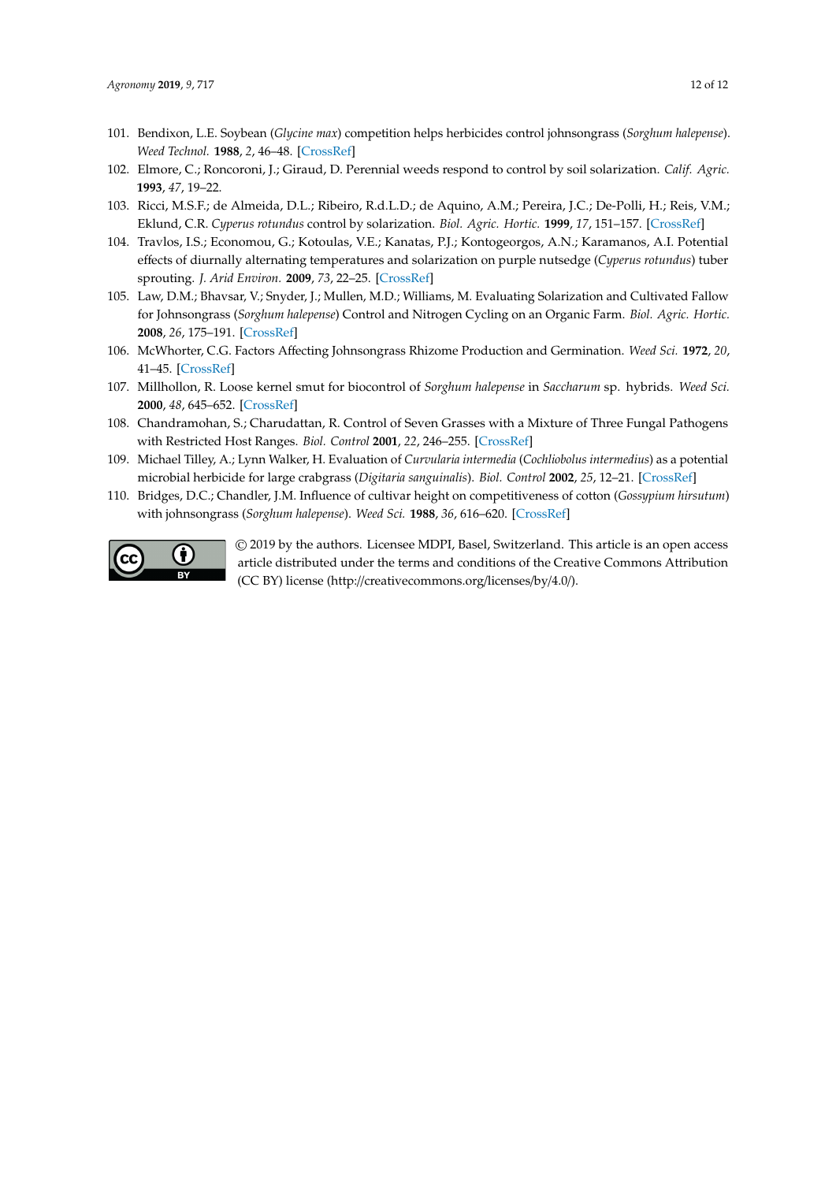101. Bendixon, L.E. Soybean (*Glycine max*) competition helps herbicides control johnsongrass (*Sorghum halepense*). *Weed Technol.* **1988**, *2*, 46–48. [CrossRef]
102. Elmore, C.; Roncoroni, J.; Giraud, D. Perennial weeds respond to control by soil solarization. *Calif. Agric.* **1993**, *47*, 19–22.
103. Ricci, M.S.F.; de Almeida, D.L.; Ribeiro, R.d.L.D.; de Aquino, A.M.; Pereira, J.C.; De-Polli, H.; Reis, V.M.; Eklund, C.R. *Cyperus rotundus* control by solarization. *Biol. Agric. Hortic.* **1999**, *17*, 151–157. [CrossRef]
104. Travlos, I.S.; Economou, G.; Kotoulas, V.E.; Kanatas, P.J.; Kontogeorgos, A.N.; Karamanos, A.I. Potential effects of diurnally alternating temperatures and solarization on purple nutsedge (*Cyperus rotundus*) tuber sprouting. *J. Arid Environ.* **2009**, *73*, 22–25. [CrossRef]
105. Law, D.M.; Bhavsar, V.; Snyder, J.; Mullen, M.D.; Williams, M. Evaluating Solarization and Cultivated Fallow for Johnsongrass (*Sorghum halepense*) Control and Nitrogen Cycling on an Organic Farm. *Biol. Agric. Hortic.* **2008**, *26*, 175–191. [CrossRef]
106. McWhorter, C.G. Factors Affecting Johnsongrass Rhizome Production and Germination. *Weed Sci.* **1972**, *20*, 41–45. [CrossRef]
107. Millhollon, R. Loose kernel smut for biocontrol of *Sorghum halepense* in *Saccharum* sp. hybrids. *Weed Sci.* **2000**, *48*, 645–652. [CrossRef]
108. Chandramohan, S.; Charudattan, R. Control of Seven Grasses with a Mixture of Three Fungal Pathogens with Restricted Host Ranges. *Biol. Control* **2001**, *22*, 246–255. [CrossRef]
109. Michael Tilley, A.; Lynn Walker, H. Evaluation of *Curvularia intermedia* (*Cochliobolus intermedius*) as a potential microbial herbicide for large crabgrass (*Digitaria sanguinalis*). *Biol. Control* **2002**, *25*, 12–21. [CrossRef]
110. Bridges, D.C.; Chandler, J.M. Influence of cultivar height on competitiveness of cotton (*Gossypium hirsutum*) with johnsongrass (*Sorghum halepense*). *Weed Sci.* **1988**, *36*, 616–620. [CrossRef]

© 2019 by the authors. Licensee MDPI, Basel, Switzerland. This article is an open access article distributed under the terms and conditions of the Creative Commons Attribution (CC BY) license (http://creativecommons.org/licenses/by/4.0/).